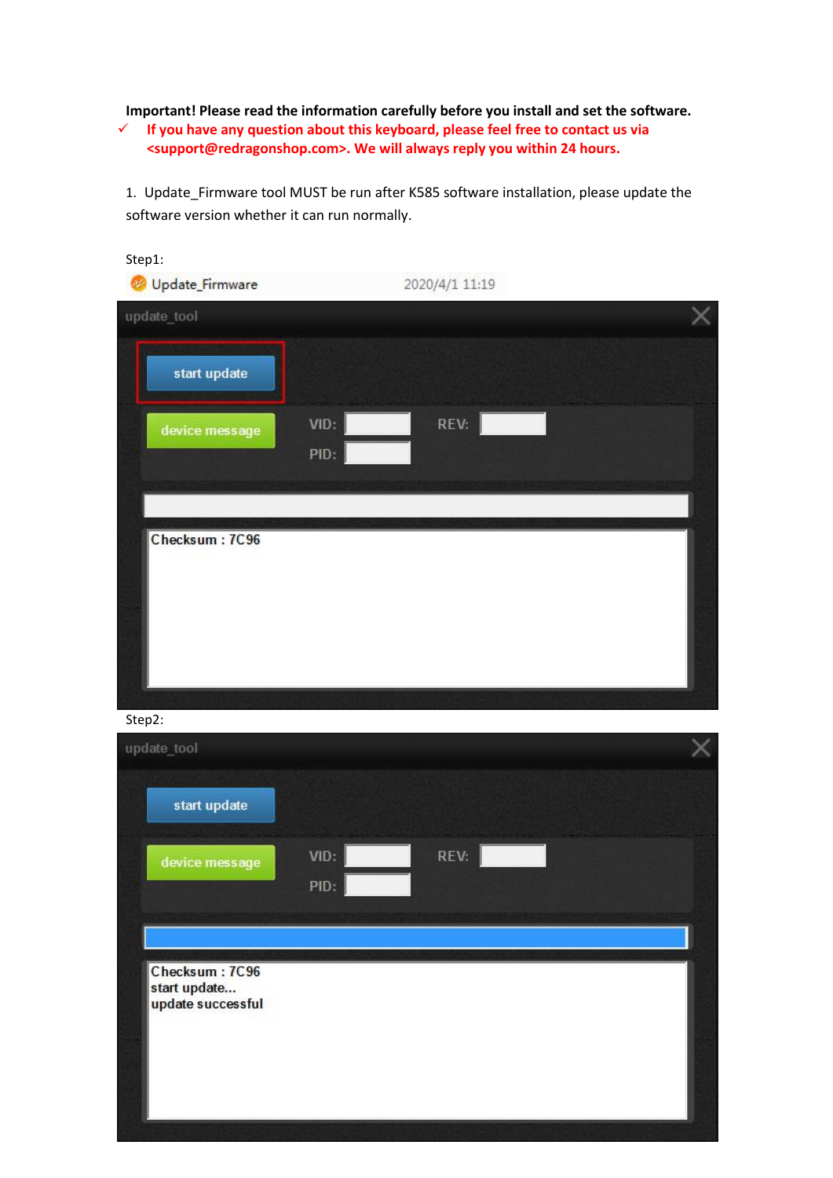**Important! Please read the information carefully before you install and set the software.**

- ✓ **If you have any question about this keyboard, please feel free to contact us via <support@redragonshop.com>. We will always reply you within 24 hours.**

1. Update_Firmware tool MUST be run after K585 software installation, please update the software version whether it can run normally.

Step1:

Update_Firmware 2020/4/1 11:19

update_tool

start update

device message VID: REV: PID:

Checksum : 7C96

Step2:

update_tool

start update

device message VID: REV: PID:

Checksum : 7C96
start update...
update successful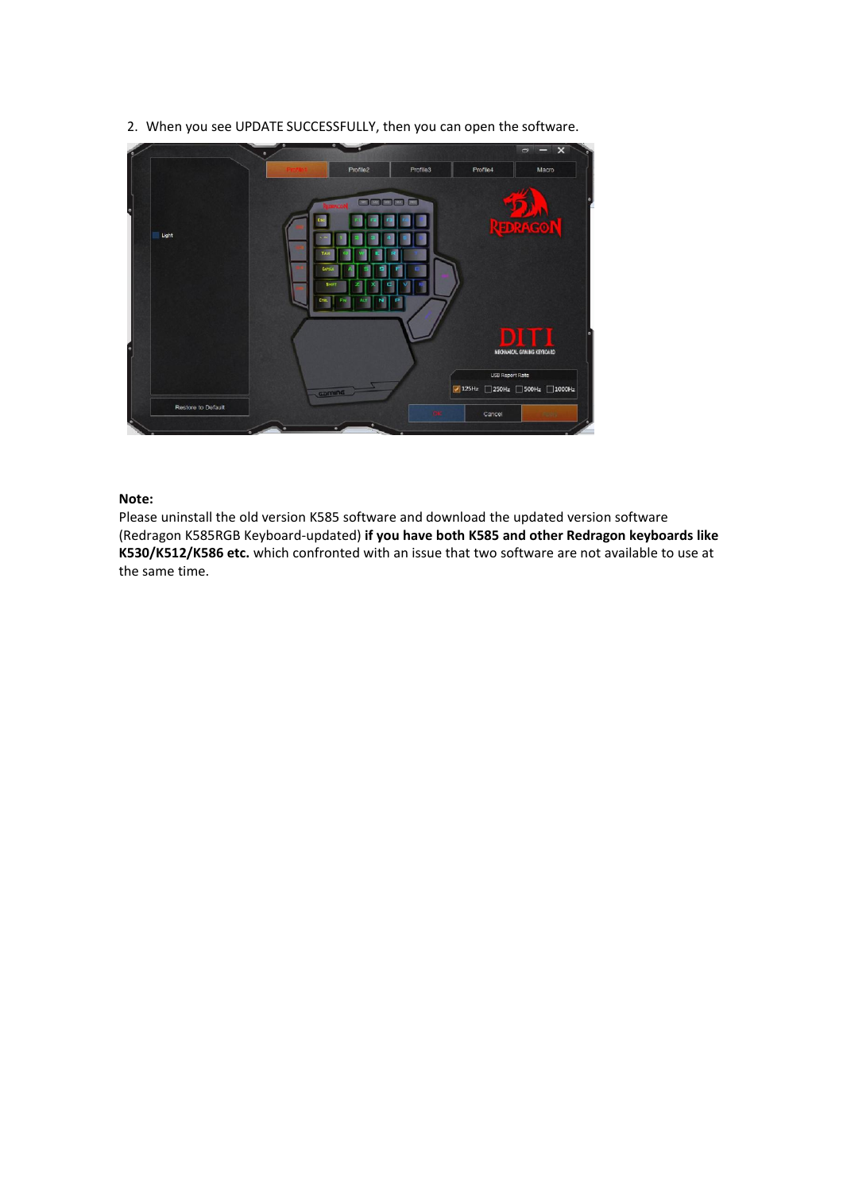2. When you see UPDATE SUCCESSFULLY, then you can open the software.

**Note:**
Please uninstall the old version K585 software and download the updated version software (Redragon K585RGB Keyboard-updated) **if you have both K585 and other Redragon keyboards like K530/K512/K586 etc.** which confronted with an issue that two software are not available to use at the same time.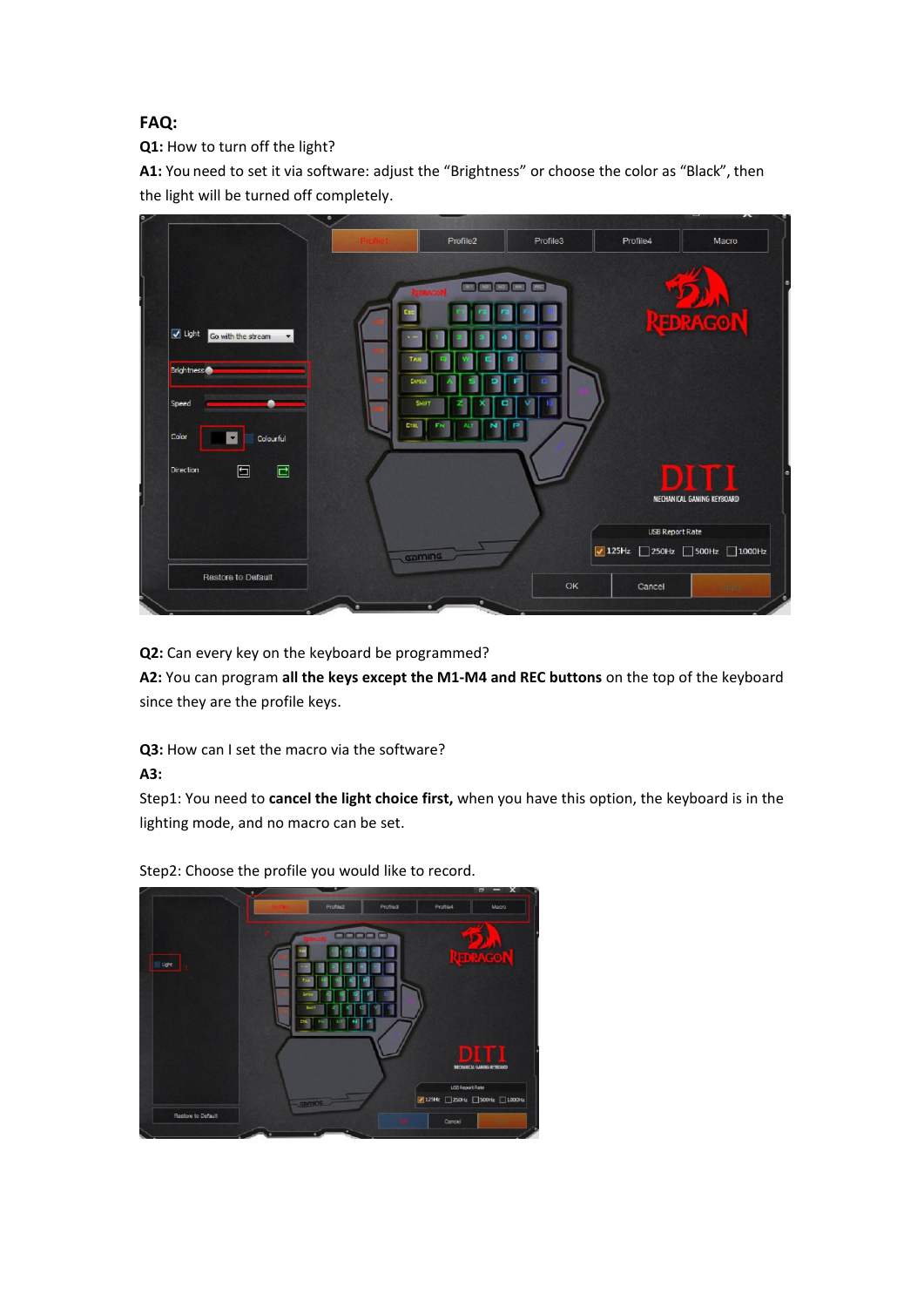## FAQ:

**Q1:** How to turn off the light?

**A1:** You need to set it via software: adjust the “Brightness” or choose the color as “Black”, then the light will be turned off completely.

**Q2:** Can every key on the keyboard be programmed?

**A2:** You can program **all the keys except the M1-M4 and REC buttons** on the top of the keyboard since they are the profile keys.

**Q3:** How can I set the macro via the software?

**A3:**

Step1: You need to **cancel the light choice first,** when you have this option, the keyboard is in the lighting mode, and no macro can be set.

Step2: Choose the profile you would like to record.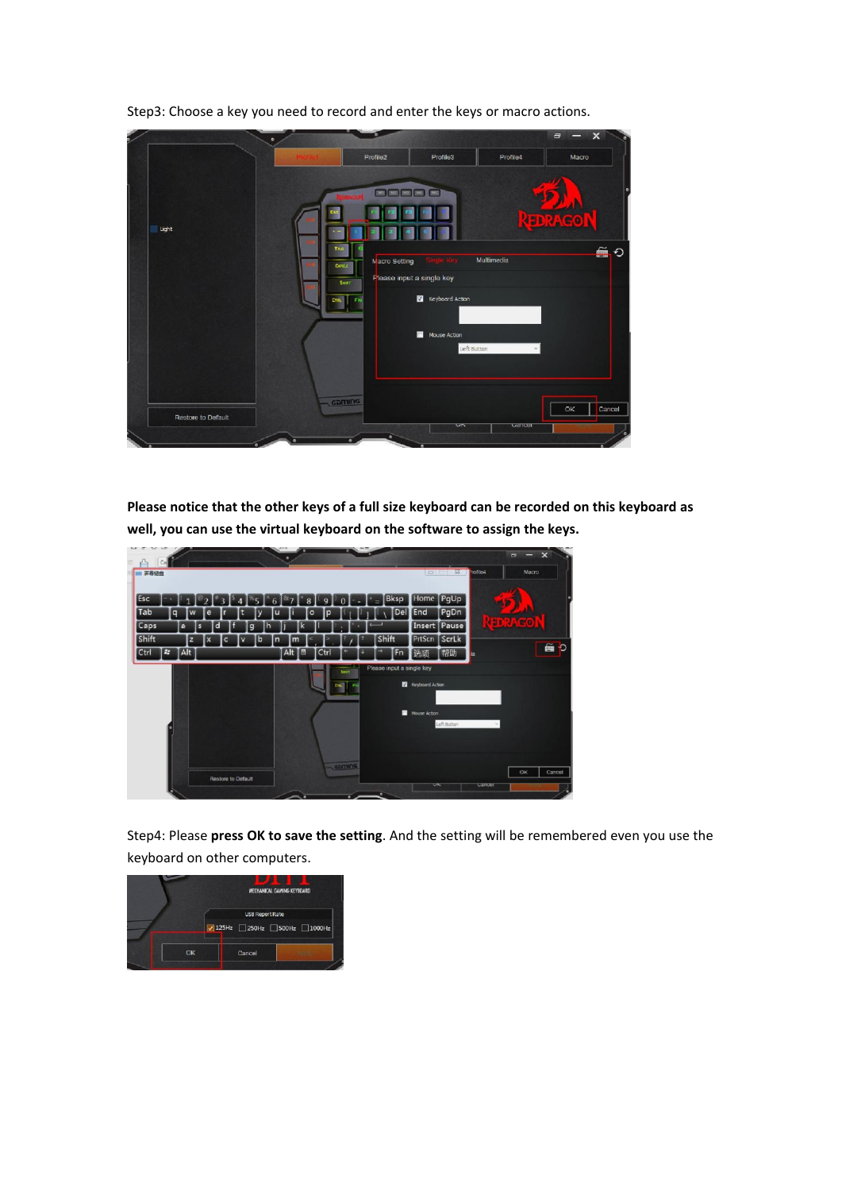Step3: Choose a key you need to record and enter the keys or macro actions.

**Please notice that the other keys of a full size keyboard can be recorded on this keyboard as well, you can use the virtual keyboard on the software to assign the keys.**

Step4: Please **press OK to save the setting**. And the setting will be remembered even you use the keyboard on other computers.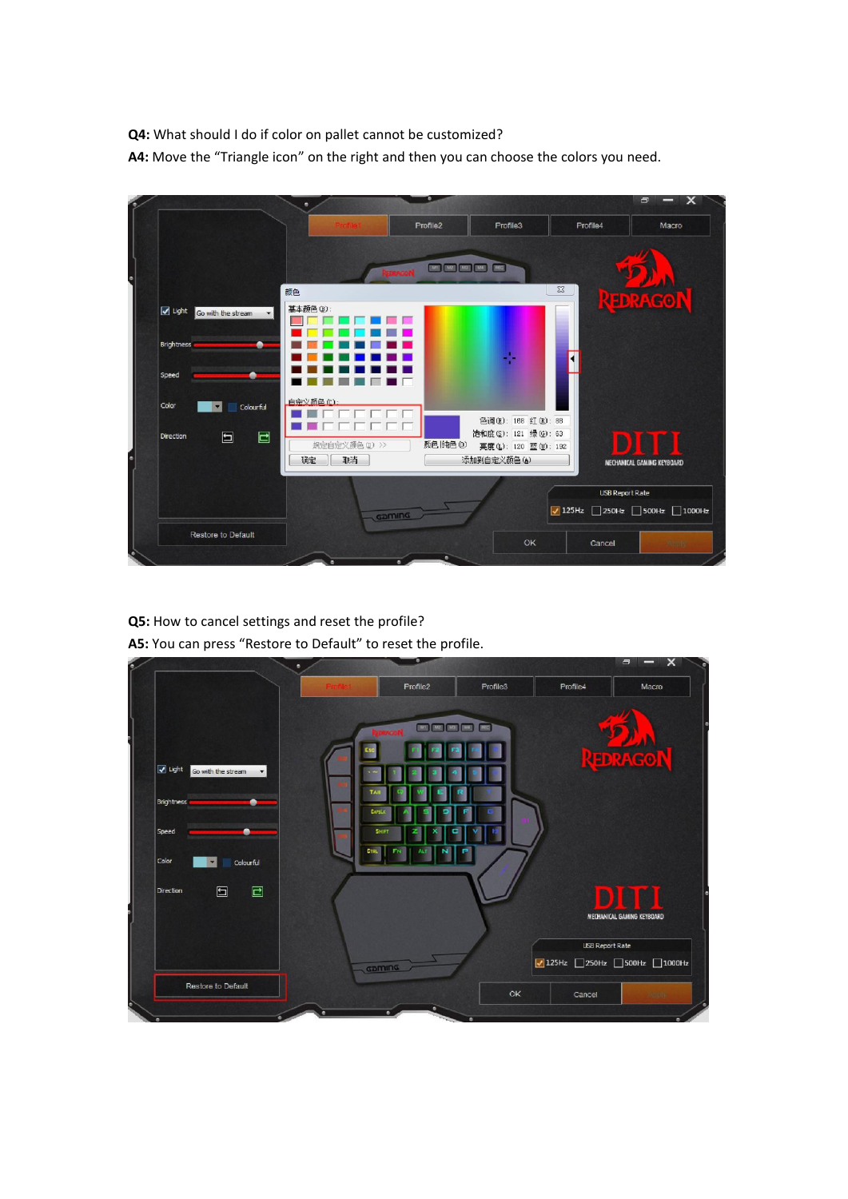**Q4:** What should I do if color on pallet cannot be customized?

**A4:** Move the "Triangle icon" on the right and then you can choose the colors you need.

**Q5:** How to cancel settings and reset the profile?

**A5:** You can press "Restore to Default" to reset the profile.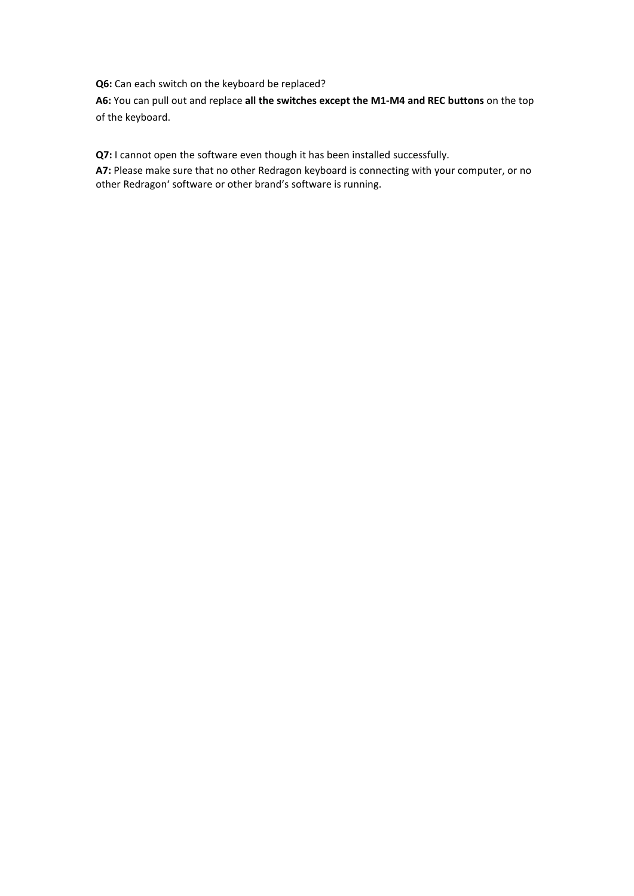**Q6:** Can each switch on the keyboard be replaced?

**A6:** You can pull out and replace **all the switches except the M1-M4 and REC buttons** on the top of the keyboard.

**Q7:** I cannot open the software even though it has been installed successfully.

**A7:** Please make sure that no other Redragon keyboard is connecting with your computer, or no other Redragon' software or other brand's software is running.